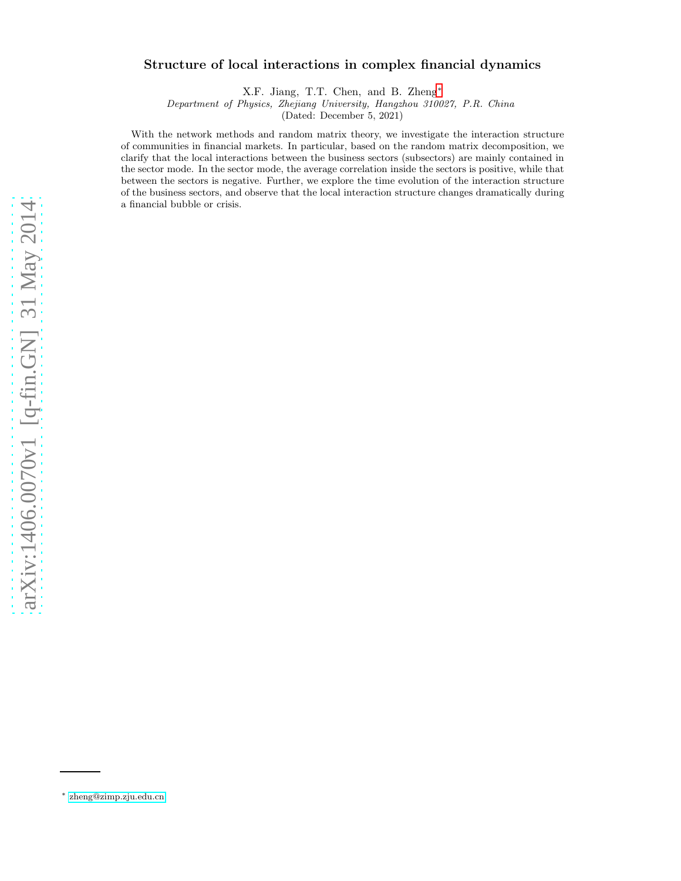# Structure of local interactions in complex financial dynamics

X.F. Jiang, T.T. Chen, and B. Zheng*

*Department of Physics, Zhejiang University, Hangzhou 310027, P.R. China*

(Dated: December 5, 2021)

With the network methods and random matrix theory, we investigate the interaction structure of communities in financial markets. In particular, based on the random matrix decomposition, we clarify that the local interactions between the business sectors (subsectors) are mainly contained in the sector mode. In the sector mode, the average correlation inside the sectors is positive, while that between the sectors is negative. Further, we explore the time evolution of the interaction structure of the business sectors, and observe that the local interaction structure changes dramatically during a financial bubble or crisis.

* zheng@zimp.zju.edu.cn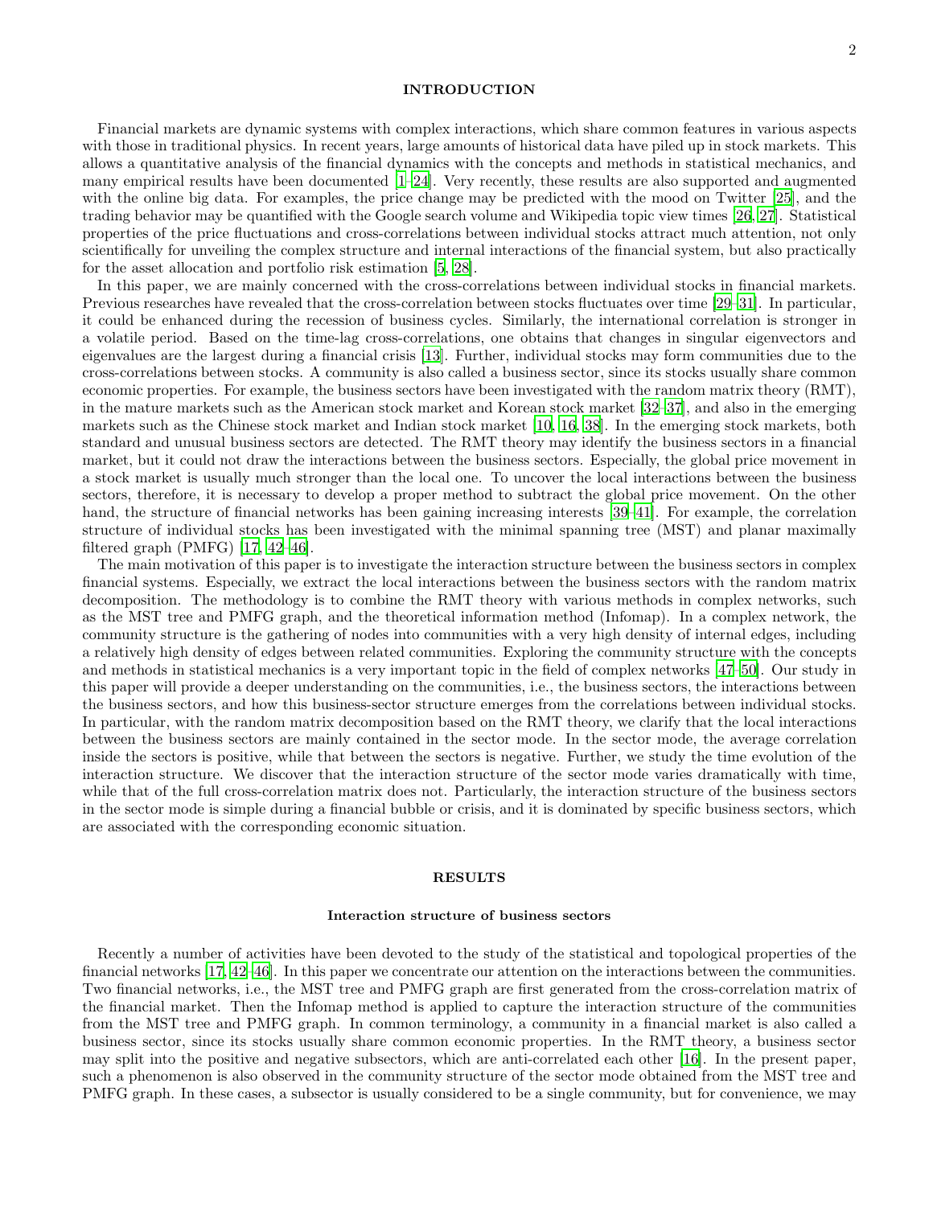## INTRODUCTION

Financial markets are dynamic systems with complex interactions, which share common features in various aspects with those in traditional physics. In recent years, large amounts of historical data have piled up in stock markets. This allows a quantitative analysis of the financial dynamics with the concepts and methods in statistical mechanics, and many empirical results have been documented [1–24]. Very recently, these results are also supported and augmented with the online big data. For examples, the price change may be predicted with the mood on Twitter [25], and the trading behavior may be quantified with the Google search volume and Wikipedia topic view times [26, 27]. Statistical properties of the price fluctuations and cross-correlations between individual stocks attract much attention, not only scientifically for unveiling the complex structure and internal interactions of the financial system, but also practically for the asset allocation and portfolio risk estimation [5, 28].

In this paper, we are mainly concerned with the cross-correlations between individual stocks in financial markets. Previous researches have revealed that the cross-correlation between stocks fluctuates over time [29–31]. In particular, it could be enhanced during the recession of business cycles. Similarly, the international correlation is stronger in a volatile period. Based on the time-lag cross-correlations, one obtains that changes in singular eigenvectors and eigenvalues are the largest during a financial crisis [13]. Further, individual stocks may form communities due to the cross-correlations between stocks. A community is also called a business sector, since its stocks usually share common economic properties. For example, the business sectors have been investigated with the random matrix theory (RMT), in the mature markets such as the American stock market and Korean stock market [32–37], and also in the emerging markets such as the Chinese stock market and Indian stock market [10, 16, 38]. In the emerging stock markets, both standard and unusual business sectors are detected. The RMT theory may identify the business sectors in a financial market, but it could not draw the interactions between the business sectors. Especially, the global price movement in a stock market is usually much stronger than the local one. To uncover the local interactions between the business sectors, therefore, it is necessary to develop a proper method to subtract the global price movement. On the other hand, the structure of financial networks has been gaining increasing interests [39–41]. For example, the correlation structure of individual stocks has been investigated with the minimal spanning tree (MST) and planar maximally filtered graph (PMFG) [17, 42–46].

The main motivation of this paper is to investigate the interaction structure between the business sectors in complex financial systems. Especially, we extract the local interactions between the business sectors with the random matrix decomposition. The methodology is to combine the RMT theory with various methods in complex networks, such as the MST tree and PMFG graph, and the theoretical information method (Infomap). In a complex network, the community structure is the gathering of nodes into communities with a very high density of internal edges, including a relatively high density of edges between related communities. Exploring the community structure with the concepts and methods in statistical mechanics is a very important topic in the field of complex networks [47–50]. Our study in this paper will provide a deeper understanding on the communities, i.e., the business sectors, the interactions between the business sectors, and how this business-sector structure emerges from the correlations between individual stocks. In particular, with the random matrix decomposition based on the RMT theory, we clarify that the local interactions between the business sectors are mainly contained in the sector mode. In the sector mode, the average correlation inside the sectors is positive, while that between the sectors is negative. Further, we study the time evolution of the interaction structure. We discover that the interaction structure of the sector mode varies dramatically with time, while that of the full cross-correlation matrix does not. Particularly, the interaction structure of the business sectors in the sector mode is simple during a financial bubble or crisis, and it is dominated by specific business sectors, which are associated with the corresponding economic situation.

## RESULTS

### Interaction structure of business sectors

Recently a number of activities have been devoted to the study of the statistical and topological properties of the financial networks [17, 42–46]. In this paper we concentrate our attention on the interactions between the communities. Two financial networks, i.e., the MST tree and PMFG graph are first generated from the cross-correlation matrix of the financial market. Then the Infomap method is applied to capture the interaction structure of the communities from the MST tree and PMFG graph. In common terminology, a community in a financial market is also called a business sector, since its stocks usually share common economic properties. In the RMT theory, a business sector may split into the positive and negative subsectors, which are anti-correlated each other [16]. In the present paper, such a phenomenon is also observed in the community structure of the sector mode obtained from the MST tree and PMFG graph. In these cases, a subsector is usually considered to be a single community, but for convenience, we may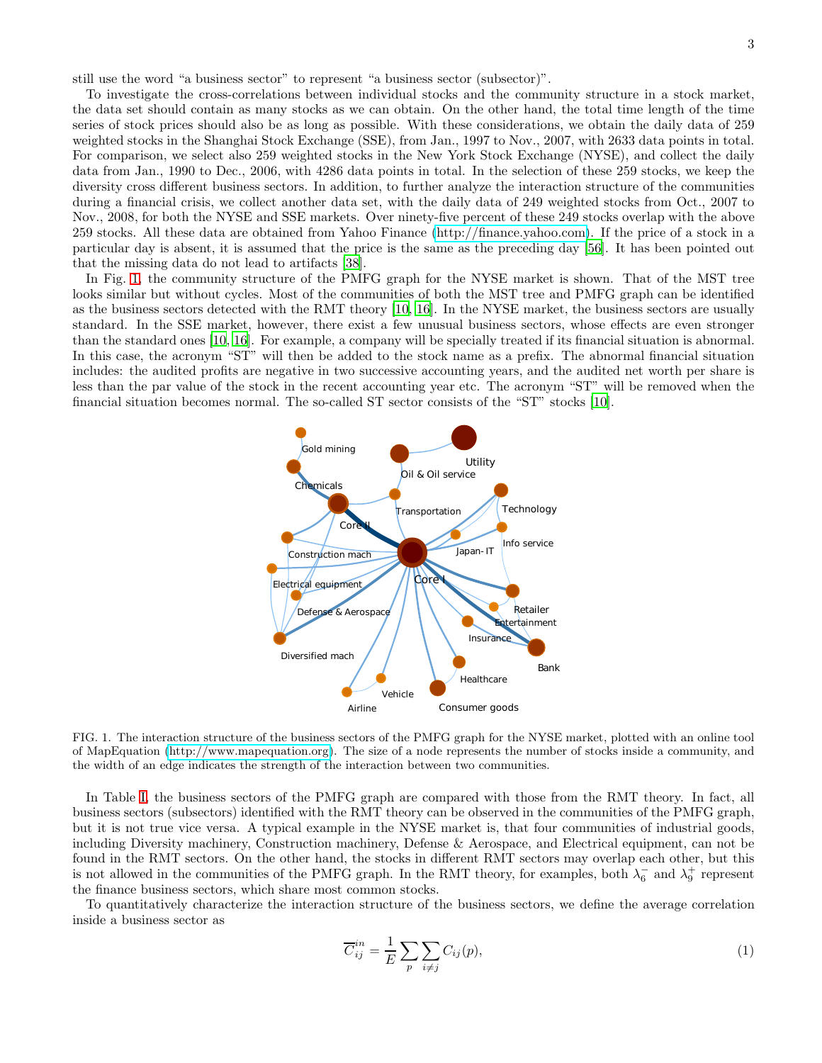still use the word "a business sector" to represent "a business sector (subsector)".

To investigate the cross-correlations between individual stocks and the community structure in a stock market, the data set should contain as many stocks as we can obtain. On the other hand, the total time length of the time series of stock prices should also be as long as possible. With these considerations, we obtain the daily data of 259 weighted stocks in the Shanghai Stock Exchange (SSE), from Jan., 1997 to Nov., 2007, with 2633 data points in total. For comparison, we select also 259 weighted stocks in the New York Stock Exchange (NYSE), and collect the daily data from Jan., 1990 to Dec., 2006, with 4286 data points in total. In the selection of these 259 stocks, we keep the diversity cross different business sectors. In addition, to further analyze the interaction structure of the communities during a financial crisis, we collect another data set, with the daily data of 249 weighted stocks from Oct., 2007 to Nov., 2008, for both the NYSE and SSE markets. Over ninety-five percent of these 249 stocks overlap with the above 259 stocks. All these data are obtained from Yahoo Finance (http://finance.yahoo.com). If the price of a stock in a particular day is absent, it is assumed that the price is the same as the preceding day [56]. It has been pointed out that the missing data do not lead to artifacts [38].

In Fig. 1, the community structure of the PMFG graph for the NYSE market is shown. That of the MST tree looks similar but without cycles. Most of the communities of both the MST tree and PMFG graph can be identified as the business sectors detected with the RMT theory [10, 16]. In the NYSE market, the business sectors are usually standard. In the SSE market, however, there exist a few unusual business sectors, whose effects are even stronger than the standard ones [10, 16]. For example, a company will be specially treated if its financial situation is abnormal. In this case, the acronym "ST" will then be added to the stock name as a prefix. The abnormal financial situation includes: the audited profits are negative in two successive accounting years, and the audited net worth per share is less than the par value of the stock in the recent accounting year etc. The acronym "ST" will be removed when the financial situation becomes normal. The so-called ST sector consists of the "ST" stocks [10].

FIG. 1. The interaction structure of the business sectors of the PMFG graph for the NYSE market, plotted with an online tool of MapEquation (http://www.mapequation.org). The size of a node represents the number of stocks inside a community, and the width of an edge indicates the strength of the interaction between two communities.

In Table I, the business sectors of the PMFG graph are compared with those from the RMT theory. In fact, all business sectors (subsectors) identified with the RMT theory can be observed in the communities of the PMFG graph, but it is not true vice versa. A typical example in the NYSE market is, that four communities of industrial goods, including Diversity machinery, Construction machinery, Defense & Aerospace, and Electrical equipment, can not be found in the RMT sectors. On the other hand, the stocks in different RMT sectors may overlap each other, but this is not allowed in the communities of the PMFG graph. In the RMT theory, for examples, both $\lambda_6^-$ and $\lambda_9^+$ represent the finance business sectors, which share most common stocks.

To quantitatively characterize the interaction structure of the business sectors, we define the average correlation inside a business sector as

$$\overline{C}_{ij}^{in} = \frac{1}{E} \sum_{p} \sum_{i \neq j} C_{ij}(p), \tag{1}$$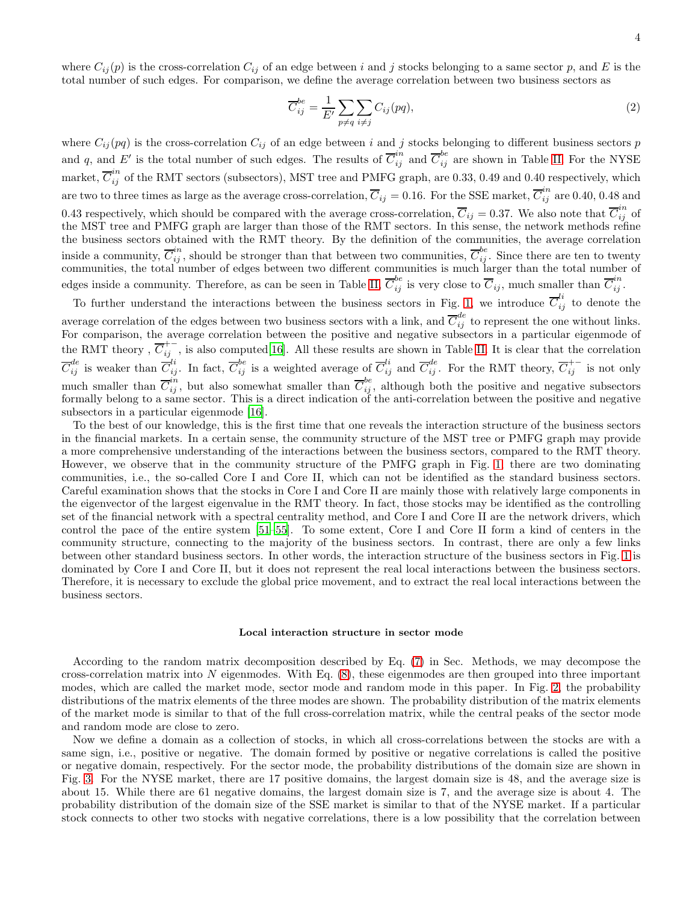where $C_{ij}(p)$ is the cross-correlation $C_{ij}$ of an edge between $i$ and $j$ stocks belonging to a same sector $p$, and $E$ is the total number of such edges. For comparison, we define the average correlation between two business sectors as

$$\overline{C}_{ij}^{be} = \frac{1}{E'} \sum_{p \neq q} \sum_{i \neq j} C_{ij}(pq), \tag{2}$$

where $C_{ij}(pq)$ is the cross-correlation $C_{ij}$ of an edge between $i$ and $j$ stocks belonging to different business sectors $p$ and $q$, and $E'$ is the total number of such edges. The results of $\overline{C}_{ij}^{in}$ and $\overline{C}_{ij}^{be}$ are shown in Table II. For the NYSE market, $\overline{C}_{ij}^{in}$ of the RMT sectors (subsectors), MST tree and PMFG graph, are 0.33, 0.49 and 0.40 respectively, which are two to three times as large as the average cross-correlation, $\overline{C}_{ij} = 0.16$. For the SSE market, $\overline{C}_{ij}^{in}$ are 0.40, 0.48 and 0.43 respectively, which should be compared with the average cross-correlation, $\overline{C}_{ij} = 0.37$. We also note that $\overline{C}_{ij}^{in}$ of the MST tree and PMFG graph are larger than those of the RMT sectors. In this sense, the network methods refine the business sectors obtained with the RMT theory. By the definition of the communities, the average correlation inside a community, $\overline{C}_{ij}^{in}$, should be stronger than that between two communities, $\overline{C}_{ij}^{be}$. Since there are ten to twenty communities, the total number of edges between two different communities is much larger than the total number of edges inside a community. Therefore, as can be seen in Table II, $\overline{C}_{ij}^{be}$ is very close to $\overline{C}_{ij}$, much smaller than $\overline{C}_{ij}^{in}$.

To further understand the interactions between the business sectors in Fig. 1, we introduce $\overline{C}_{ij}^{li}$ to denote the average correlation of the edges between two business sectors with a link, and $\overline{C}_{ij}^{de}$ to represent the one without links. For comparison, the average correlation between the positive and negative subsectors in a particular eigenmode of the RMT theory , $\overline{C}_{ij}^{+-}$, is also computed[16]. All these results are shown in Table II. It is clear that the correlation $\overline{C}_{ij}^{de}$ is weaker than $\overline{C}_{ij}^{li}$. In fact, $\overline{C}_{ij}^{be}$ is a weighted average of $\overline{C}_{ij}^{li}$ and $\overline{C}_{ij}^{de}$. For the RMT theory, $\overline{C}_{ij}^{+-}$ is not only much smaller than $\overline{C}_{ij}^{in}$, but also somewhat smaller than $\overline{C}_{ij}^{be}$, although both the positive and negative subsectors formally belong to a same sector. This is a direct indication of the anti-correlation between the positive and negative subsectors in a particular eigenmode [16].

To the best of our knowledge, this is the first time that one reveals the interaction structure of the business sectors in the financial markets. In a certain sense, the community structure of the MST tree or PMFG graph may provide a more comprehensive understanding of the interactions between the business sectors, compared to the RMT theory. However, we observe that in the community structure of the PMFG graph in Fig. 1, there are two dominating communities, i.e., the so-called Core I and Core II, which can not be identified as the standard business sectors. Careful examination shows that the stocks in Core I and Core II are mainly those with relatively large components in the eigenvector of the largest eigenvalue in the RMT theory. In fact, those stocks may be identified as the controlling set of the financial network with a spectral centrality method, and Core I and Core II are the network drivers, which control the pace of the entire system [51–55]. To some extent, Core I and Core II form a kind of centers in the community structure, connecting to the majority of the business sectors. In contrast, there are only a few links between other standard business sectors. In other words, the interaction structure of the business sectors in Fig. 1 is dominated by Core I and Core II, but it does not represent the real local interactions between the business sectors. Therefore, it is necessary to exclude the global price movement, and to extract the real local interactions between the business sectors.

### Local interaction structure in sector mode

According to the random matrix decomposition described by Eq. (7) in Sec. Methods, we may decompose the cross-correlation matrix into $N$ eigenmodes. With Eq. (8), these eigenmodes are then grouped into three important modes, which are called the market mode, sector mode and random mode in this paper. In Fig. 2, the probability distributions of the matrix elements of the three modes are shown. The probability distribution of the matrix elements of the market mode is similar to that of the full cross-correlation matrix, while the central peaks of the sector mode and random mode are close to zero.

Now we define a domain as a collection of stocks, in which all cross-correlations between the stocks are with a same sign, i.e., positive or negative. The domain formed by positive or negative correlations is called the positive or negative domain, respectively. For the sector mode, the probability distributions of the domain size are shown in Fig. 3. For the NYSE market, there are 17 positive domains, the largest domain size is 48, and the average size is about 15. While there are 61 negative domains, the largest domain size is 7, and the average size is about 4. The probability distribution of the domain size of the SSE market is similar to that of the NYSE market. If a particular stock connects to other two stocks with negative correlations, there is a low possibility that the correlation between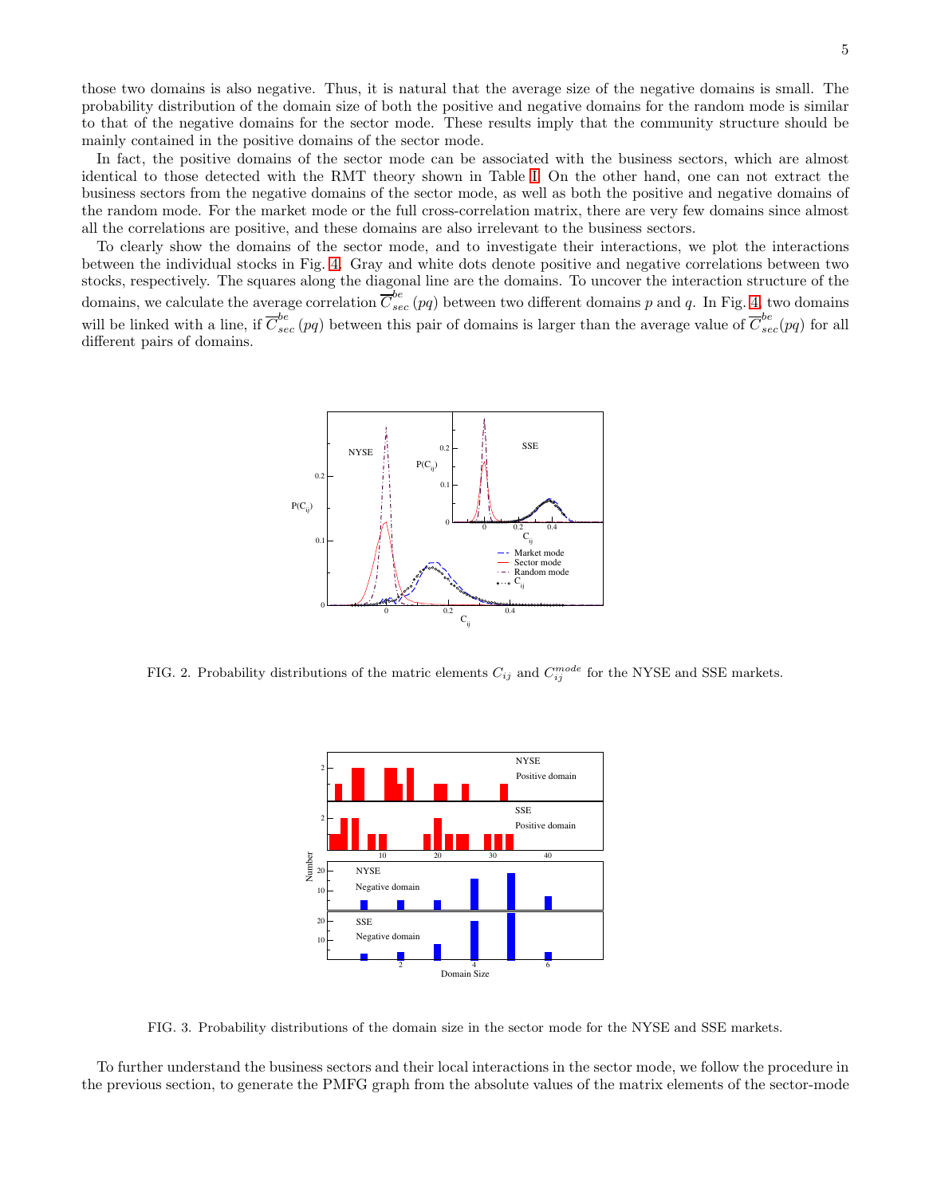those two domains is also negative. Thus, it is natural that the average size of the negative domains is small. The probability distribution of the domain size of both the positive and negative domains for the random mode is similar to that of the negative domains for the sector mode. These results imply that the community structure should be mainly contained in the positive domains of the sector mode.

In fact, the positive domains of the sector mode can be associated with the business sectors, which are almost identical to those detected with the RMT theory shown in Table I. On the other hand, one can not extract the business sectors from the negative domains of the sector mode, as well as both the positive and negative domains of the random mode. For the market mode or the full cross-correlation matrix, there are very few domains since almost all the correlations are positive, and these domains are also irrelevant to the business sectors.

To clearly show the domains of the sector mode, and to investigate their interactions, we plot the interactions between the individual stocks in Fig. 4. Gray and white dots denote positive and negative correlations between two stocks, respectively. The squares along the diagonal line are the domains. To uncover the interaction structure of the domains, we calculate the average correlation $\overline{C}_{sec}^{be}(pq)$ between two different domains $p$ and $q$. In Fig. 4, two domains will be linked with a line, if $\overline{C}_{sec}^{be}(pq)$ between this pair of domains is larger than the average value of $\overline{C}_{sec}^{be}(pq)$ for all different pairs of domains.

FIG. 2. Probability distributions of the matric elements $C_{ij}$ and $C_{ij}^{mode}$ for the NYSE and SSE markets.

FIG. 3. Probability distributions of the domain size in the sector mode for the NYSE and SSE markets.

To further understand the business sectors and their local interactions in the sector mode, we follow the procedure in the previous section, to generate the PMFG graph from the absolute values of the matrix elements of the sector-mode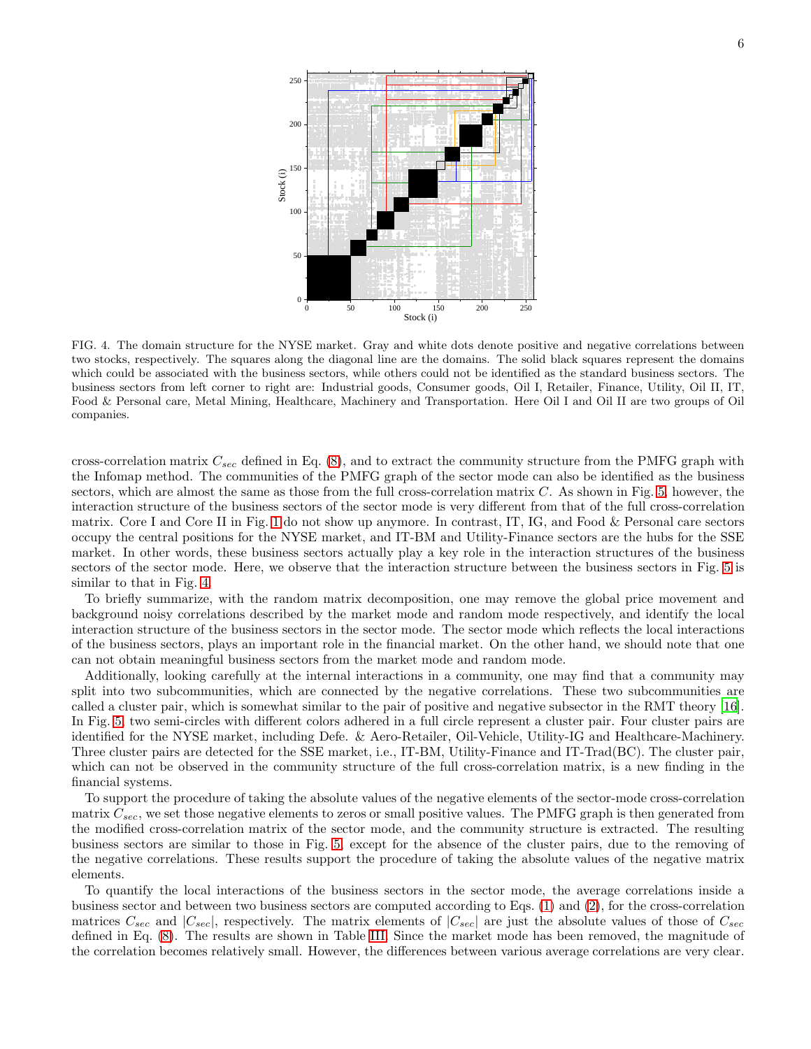FIG. 4. The domain structure for the NYSE market. Gray and white dots denote positive and negative correlations between two stocks, respectively. The squares along the diagonal line are the domains. The solid black squares represent the domains which could be associated with the business sectors, while others could not be identified as the standard business sectors. The business sectors from left corner to right are: Industrial goods, Consumer goods, Oil I, Retailer, Finance, Utility, Oil II, IT, Food & Personal care, Metal Mining, Healthcare, Machinery and Transportation. Here Oil I and Oil II are two groups of Oil companies.

cross-correlation matrix $C_{sec}$ defined in Eq. (8), and to extract the community structure from the PMFG graph with the Infomap method. The communities of the PMFG graph of the sector mode can also be identified as the business sectors, which are almost the same as those from the full cross-correlation matrix $C$. As shown in Fig. 5, however, the interaction structure of the business sectors of the sector mode is very different from that of the full cross-correlation matrix. Core I and Core II in Fig. 1 do not show up anymore. In contrast, IT, IG, and Food & Personal care sectors occupy the central positions for the NYSE market, and IT-BM and Utility-Finance sectors are the hubs for the SSE market. In other words, these business sectors actually play a key role in the interaction structures of the business sectors of the sector mode. Here, we observe that the interaction structure between the business sectors in Fig. 5 is similar to that in Fig. 4.

To briefly summarize, with the random matrix decomposition, one may remove the global price movement and background noisy correlations described by the market mode and random mode respectively, and identify the local interaction structure of the business sectors in the sector mode. The sector mode which reflects the local interactions of the business sectors, plays an important role in the financial market. On the other hand, we should note that one can not obtain meaningful business sectors from the market mode and random mode.

Additionally, looking carefully at the internal interactions in a community, one may find that a community may split into two subcommunities, which are connected by the negative correlations. These two subcommunities are called a cluster pair, which is somewhat similar to the pair of positive and negative subsector in the RMT theory [16]. In Fig. 5, two semi-circles with different colors adhered in a full circle represent a cluster pair. Four cluster pairs are identified for the NYSE market, including Defe. & Aero-Retailer, Oil-Vehicle, Utility-IG and Healthcare-Machinery. Three cluster pairs are detected for the SSE market, i.e., IT-BM, Utility-Finance and IT-Trad(BC). The cluster pair, which can not be observed in the community structure of the full cross-correlation matrix, is a new finding in the financial systems.

To support the procedure of taking the absolute values of the negative elements of the sector-mode cross-correlation matrix $C_{sec}$, we set those negative elements to zeros or small positive values. The PMFG graph is then generated from the modified cross-correlation matrix of the sector mode, and the community structure is extracted. The resulting business sectors are similar to those in Fig. 5, except for the absence of the cluster pairs, due to the removing of the negative correlations. These results support the procedure of taking the absolute values of the negative matrix elements.

To quantify the local interactions of the business sectors in the sector mode, the average correlations inside a business sector and between two business sectors are computed according to Eqs. (1) and (2), for the cross-correlation matrices $C_{sec}$ and $|C_{sec}|$, respectively. The matrix elements of $|C_{sec}|$ are just the absolute values of those of $C_{sec}$ defined in Eq. (8). The results are shown in Table III. Since the market mode has been removed, the magnitude of the correlation becomes relatively small. However, the differences between various average correlations are very clear.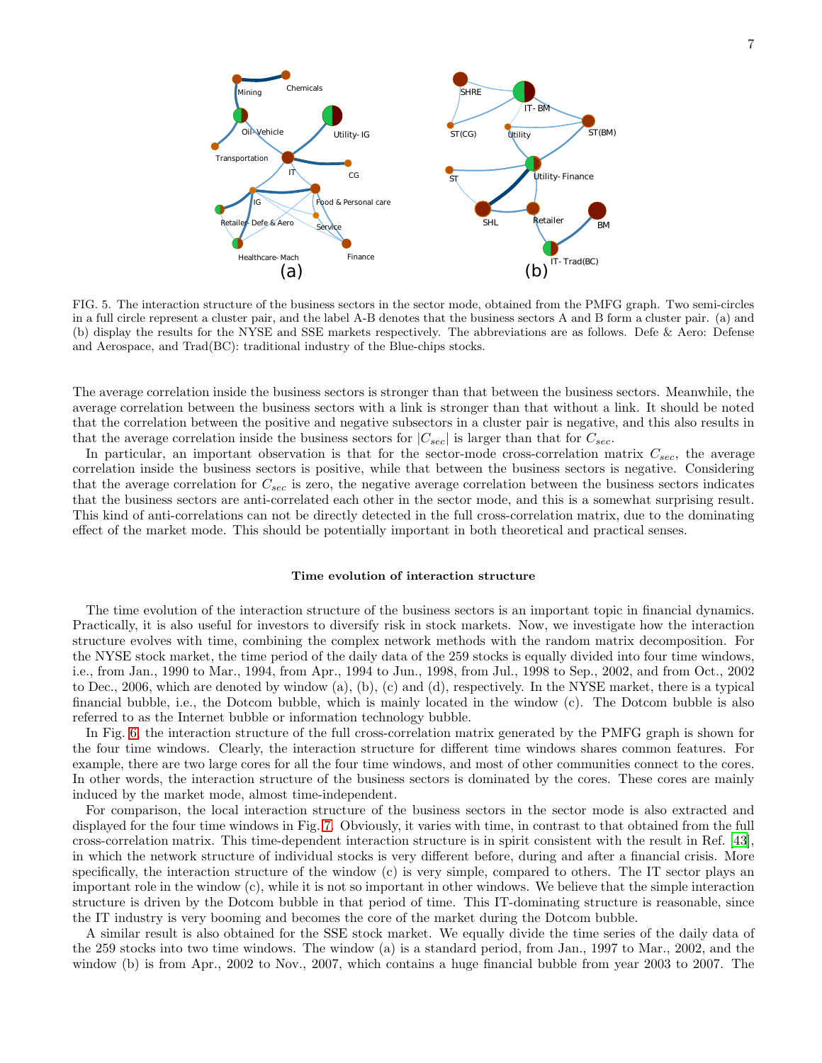FIG. 5. The interaction structure of the business sectors in the sector mode, obtained from the PMFG graph. Two semi-circles in a full circle represent a cluster pair, and the label A-B denotes that the business sectors A and B form a cluster pair. (a) and (b) display the results for the NYSE and SSE markets respectively. The abbreviations are as follows. Defe & Aero: Defense and Aerospace, and Trad(BC): traditional industry of the Blue-chips stocks.

The average correlation inside the business sectors is stronger than that between the business sectors. Meanwhile, the average correlation between the business sectors with a link is stronger than that without a link. It should be noted that the correlation between the positive and negative subsectors in a cluster pair is negative, and this also results in that the average correlation inside the business sectors for $|C_{sec}|$ is larger than that for $C_{sec}$.

In particular, an important observation is that for the sector-mode cross-correlation matrix $C_{sec}$, the average correlation inside the business sectors is positive, while that between the business sectors is negative. Considering that the average correlation for $C_{sec}$ is zero, the negative average correlation between the business sectors indicates that the business sectors are anti-correlated each other in the sector mode, and this is a somewhat surprising result. This kind of anti-correlations can not be directly detected in the full cross-correlation matrix, due to the dominating effect of the market mode. This should be potentially important in both theoretical and practical senses.

### Time evolution of interaction structure

The time evolution of the interaction structure of the business sectors is an important topic in financial dynamics. Practically, it is also useful for investors to diversify risk in stock markets. Now, we investigate how the interaction structure evolves with time, combining the complex network methods with the random matrix decomposition. For the NYSE stock market, the time period of the daily data of the 259 stocks is equally divided into four time windows, i.e., from Jan., 1990 to Mar., 1994, from Apr., 1994 to Jun., 1998, from Jul., 1998 to Sep., 2002, and from Oct., 2002 to Dec., 2006, which are denoted by window (a), (b), (c) and (d), respectively. In the NYSE market, there is a typical financial bubble, i.e., the Dotcom bubble, which is mainly located in the window (c). The Dotcom bubble is also referred to as the Internet bubble or information technology bubble.

In Fig. 6, the interaction structure of the full cross-correlation matrix generated by the PMFG graph is shown for the four time windows. Clearly, the interaction structure for different time windows shares common features. For example, there are two large cores for all the four time windows, and most of other communities connect to the cores. In other words, the interaction structure of the business sectors is dominated by the cores. These cores are mainly induced by the market mode, almost time-independent.

For comparison, the local interaction structure of the business sectors in the sector mode is also extracted and displayed for the four time windows in Fig. 7. Obviously, it varies with time, in contrast to that obtained from the full cross-correlation matrix. This time-dependent interaction structure is in spirit consistent with the result in Ref. [43], in which the network structure of individual stocks is very different before, during and after a financial crisis. More specifically, the interaction structure of the window (c) is very simple, compared to others. The IT sector plays an important role in the window (c), while it is not so important in other windows. We believe that the simple interaction structure is driven by the Dotcom bubble in that period of time. This IT-dominating structure is reasonable, since the IT industry is very booming and becomes the core of the market during the Dotcom bubble.

A similar result is also obtained for the SSE stock market. We equally divide the time series of the daily data of the 259 stocks into two time windows. The window (a) is a standard period, from Jan., 1997 to Mar., 2002, and the window (b) is from Apr., 2002 to Nov., 2007, which contains a huge financial bubble from year 2003 to 2007. The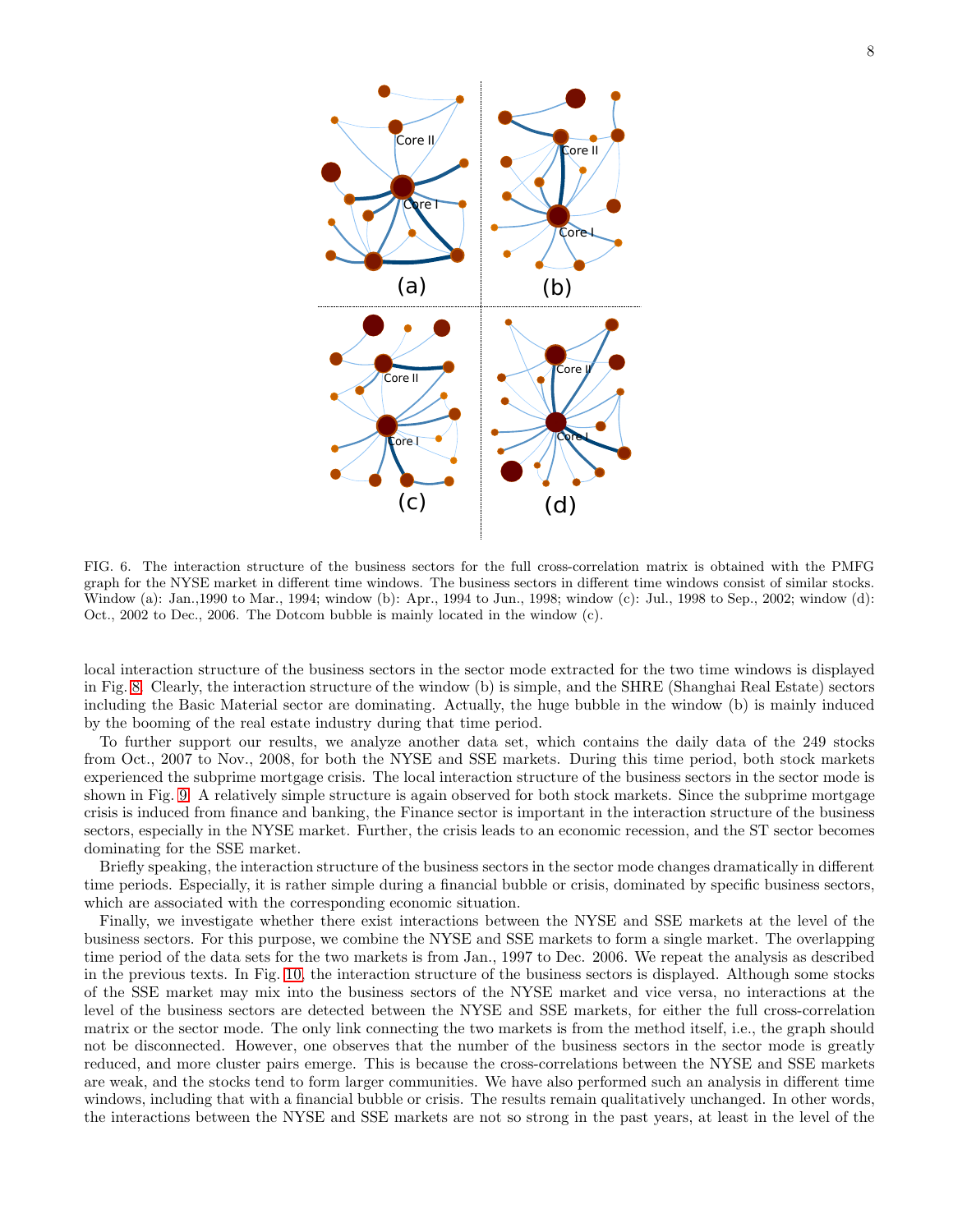FIG. 6. The interaction structure of the business sectors for the full cross-correlation matrix is obtained with the PMFG graph for the NYSE market in different time windows. The business sectors in different time windows consist of similar stocks. Window (a): Jan.,1990 to Mar., 1994; window (b): Apr., 1994 to Jun., 1998; window (c): Jul., 1998 to Sep., 2002; window (d): Oct., 2002 to Dec., 2006. The Dotcom bubble is mainly located in the window (c).

local interaction structure of the business sectors in the sector mode extracted for the two time windows is displayed in Fig. 8. Clearly, the interaction structure of the window (b) is simple, and the SHRE (Shanghai Real Estate) sectors including the Basic Material sector are dominating. Actually, the huge bubble in the window (b) is mainly induced by the booming of the real estate industry during that time period.

To further support our results, we analyze another data set, which contains the daily data of the 249 stocks from Oct., 2007 to Nov., 2008, for both the NYSE and SSE markets. During this time period, both stock markets experienced the subprime mortgage crisis. The local interaction structure of the business sectors in the sector mode is shown in Fig. 9. A relatively simple structure is again observed for both stock markets. Since the subprime mortgage crisis is induced from finance and banking, the Finance sector is important in the interaction structure of the business sectors, especially in the NYSE market. Further, the crisis leads to an economic recession, and the ST sector becomes dominating for the SSE market.

Briefly speaking, the interaction structure of the business sectors in the sector mode changes dramatically in different time periods. Especially, it is rather simple during a financial bubble or crisis, dominated by specific business sectors, which are associated with the corresponding economic situation.

Finally, we investigate whether there exist interactions between the NYSE and SSE markets at the level of the business sectors. For this purpose, we combine the NYSE and SSE markets to form a single market. The overlapping time period of the data sets for the two markets is from Jan., 1997 to Dec. 2006. We repeat the analysis as described in the previous texts. In Fig. 10, the interaction structure of the business sectors is displayed. Although some stocks of the SSE market may mix into the business sectors of the NYSE market and vice versa, no interactions at the level of the business sectors are detected between the NYSE and SSE markets, for either the full cross-correlation matrix or the sector mode. The only link connecting the two markets is from the method itself, i.e., the graph should not be disconnected. However, one observes that the number of the business sectors in the sector mode is greatly reduced, and more cluster pairs emerge. This is because the cross-correlations between the NYSE and SSE markets are weak, and the stocks tend to form larger communities. We have also performed such an analysis in different time windows, including that with a financial bubble or crisis. The results remain qualitatively unchanged. In other words, the interactions between the NYSE and SSE markets are not so strong in the past years, at least in the level of the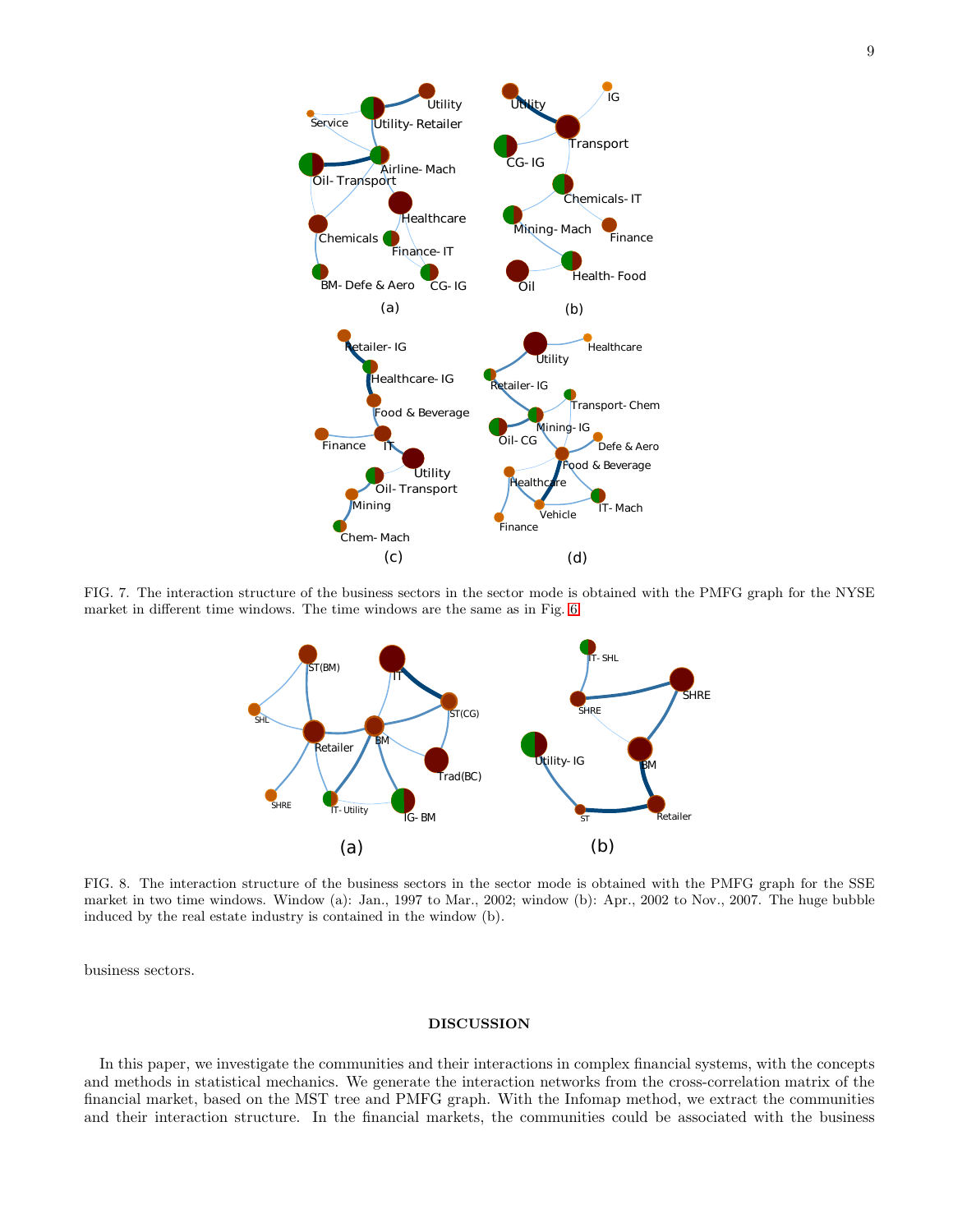FIG. 7. The interaction structure of the business sectors in the sector mode is obtained with the PMFG graph for the NYSE market in different time windows. The time windows are the same as in Fig. 6.

FIG. 8. The interaction structure of the business sectors in the sector mode is obtained with the PMFG graph for the SSE market in two time windows. Window (a): Jan., 1997 to Mar., 2002; window (b): Apr., 2002 to Nov., 2007. The huge bubble induced by the real estate industry is contained in the window (b).

business sectors.

## DISCUSSION

In this paper, we investigate the communities and their interactions in complex financial systems, with the concepts and methods in statistical mechanics. We generate the interaction networks from the cross-correlation matrix of the financial market, based on the MST tree and PMFG graph. With the Infomap method, we extract the communities and their interaction structure. In the financial markets, the communities could be associated with the business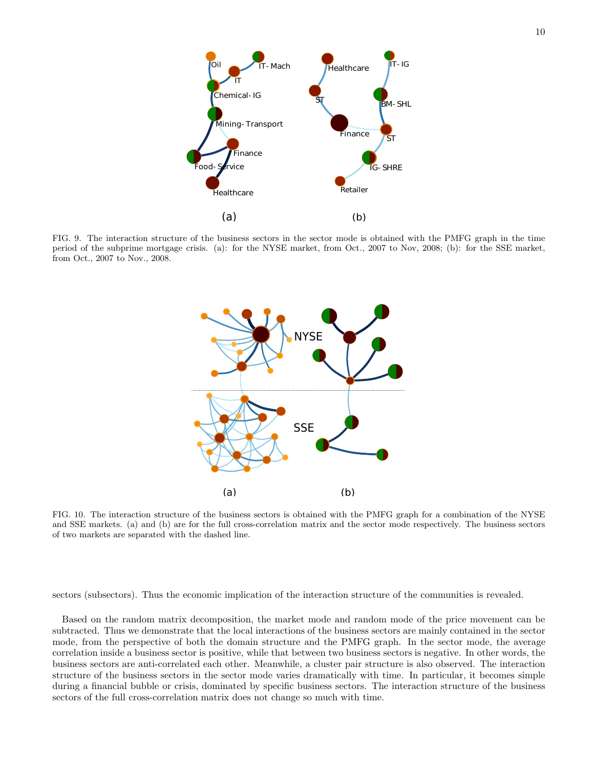FIG. 9. The interaction structure of the business sectors in the sector mode is obtained with the PMFG graph in the time period of the subprime mortgage crisis. (a): for the NYSE market, from Oct., 2007 to Nov, 2008; (b): for the SSE market, from Oct., 2007 to Nov., 2008.

FIG. 10. The interaction structure of the business sectors is obtained with the PMFG graph for a combination of the NYSE and SSE markets. (a) and (b) are for the full cross-correlation matrix and the sector mode respectively. The business sectors of two markets are separated with the dashed line.

sectors (subsectors). Thus the economic implication of the interaction structure of the communities is revealed.

Based on the random matrix decomposition, the market mode and random mode of the price movement can be subtracted. Thus we demonstrate that the local interactions of the business sectors are mainly contained in the sector mode, from the perspective of both the domain structure and the PMFG graph. In the sector mode, the average correlation inside a business sector is positive, while that between two business sectors is negative. In other words, the business sectors are anti-correlated each other. Meanwhile, a cluster pair structure is also observed. The interaction structure of the business sectors in the sector mode varies dramatically with time. In particular, it becomes simple during a financial bubble or crisis, dominated by specific business sectors. The interaction structure of the business sectors of the full cross-correlation matrix does not change so much with time.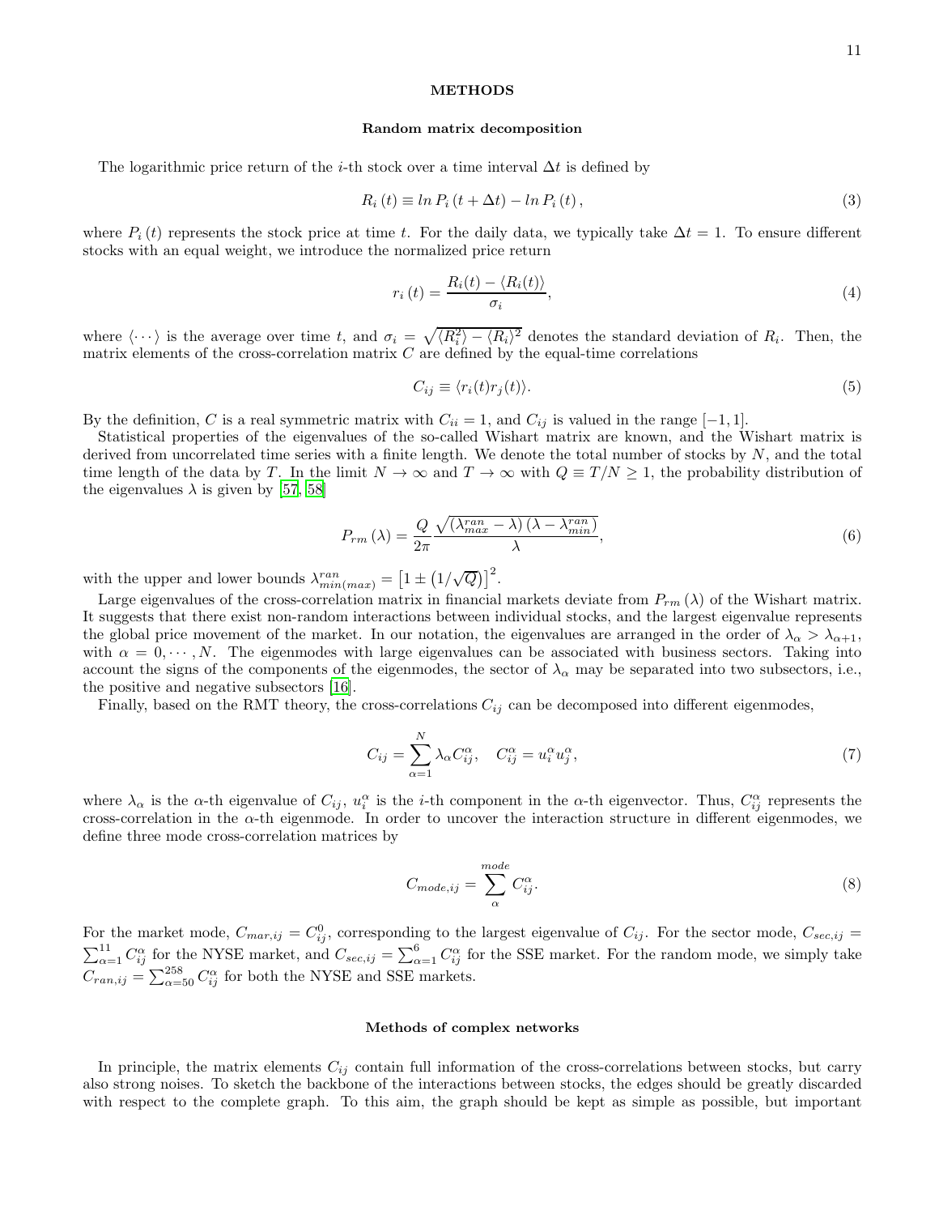## METHODS

### Random matrix decomposition

The logarithmic price return of the $i$-th stock over a time interval $\Delta t$ is defined by

$$R_i(t) \equiv ln\, P_i(t + \Delta t) - ln\, P_i(t), \tag{3}$$

where $P_i(t)$ represents the stock price at time $t$. For the daily data, we typically take $\Delta t = 1$. To ensure different stocks with an equal weight, we introduce the normalized price return

$$r_i(t) = \frac{R_i(t) - \langle R_i(t) \rangle}{\sigma_i}, \tag{4}$$

where $\langle \cdots \rangle$ is the average over time $t$, and $\sigma_i = \sqrt{\langle R_i^2 \rangle - \langle R_i \rangle^2}$ denotes the standard deviation of $R_i$. Then, the matrix elements of the cross-correlation matrix $C$ are defined by the equal-time correlations

$$C_{ij} \equiv \langle r_i(t) r_j(t) \rangle. \tag{5}$$

By the definition, $C$ is a real symmetric matrix with $C_{ii} = 1$, and $C_{ij}$ is valued in the range $[-1, 1]$.

Statistical properties of the eigenvalues of the so-called Wishart matrix are known, and the Wishart matrix is derived from uncorrelated time series with a finite length. We denote the total number of stocks by $N$, and the total time length of the data by $T$. In the limit $N \to \infty$ and $T \to \infty$ with $Q \equiv T/N \geq 1$, the probability distribution of the eigenvalues $\lambda$ is given by [57, 58]

$$P_{rm}(\lambda) = \frac{Q}{2\pi} \frac{\sqrt{(\lambda_{max}^{ran} - \lambda)(\lambda - \lambda_{min}^{ran})}}{\lambda}, \tag{6}$$

with the upper and lower bounds $\lambda_{min(max)}^{ran} = \left[1 \pm \left(1/\sqrt{Q}\right)\right]^2$.

Large eigenvalues of the cross-correlation matrix in financial markets deviate from $P_{rm}(\lambda)$ of the Wishart matrix. It suggests that there exist non-random interactions between individual stocks, and the largest eigenvalue represents the global price movement of the market. In our notation, the eigenvalues are arranged in the order of $\lambda_\alpha > \lambda_{\alpha+1}$, with $\alpha = 0, \cdots, N$. The eigenmodes with large eigenvalues can be associated with business sectors. Taking into account the signs of the components of the eigenmodes, the sector of $\lambda_\alpha$ may be separated into two subsectors, i.e., the positive and negative subsectors [16].

Finally, based on the RMT theory, the cross-correlations $C_{ij}$ can be decomposed into different eigenmodes,

$$C_{ij} = \sum_{\alpha=1}^{N} \lambda_\alpha C_{ij}^\alpha, \quad C_{ij}^\alpha = u_i^\alpha u_j^\alpha, \tag{7}$$

where $\lambda_\alpha$ is the $\alpha$-th eigenvalue of $C_{ij}$, $u_i^\alpha$ is the $i$-th component in the $\alpha$-th eigenvector. Thus, $C_{ij}^\alpha$ represents the cross-correlation in the $\alpha$-th eigenmode. In order to uncover the interaction structure in different eigenmodes, we define three mode cross-correlation matrices by

$$C_{mode,ij} = \sum_{\alpha}^{mode} C_{ij}^\alpha. \tag{8}$$

For the market mode, $C_{mar,ij} = C_{ij}^0$, corresponding to the largest eigenvalue of $C_{ij}$. For the sector mode, $C_{sec,ij} = \sum_{\alpha=1}^{11} C_{ij}^\alpha$ for the NYSE market, and $C_{sec,ij} = \sum_{\alpha=1}^{6} C_{ij}^\alpha$ for the SSE market. For the random mode, we simply take $C_{ran,ij} = \sum_{\alpha=50}^{258} C_{ij}^\alpha$ for both the NYSE and SSE markets.

### Methods of complex networks

In principle, the matrix elements $C_{ij}$ contain full information of the cross-correlations between stocks, but carry also strong noises. To sketch the backbone of the interactions between stocks, the edges should be greatly discarded with respect to the complete graph. To this aim, the graph should be kept as simple as possible, but important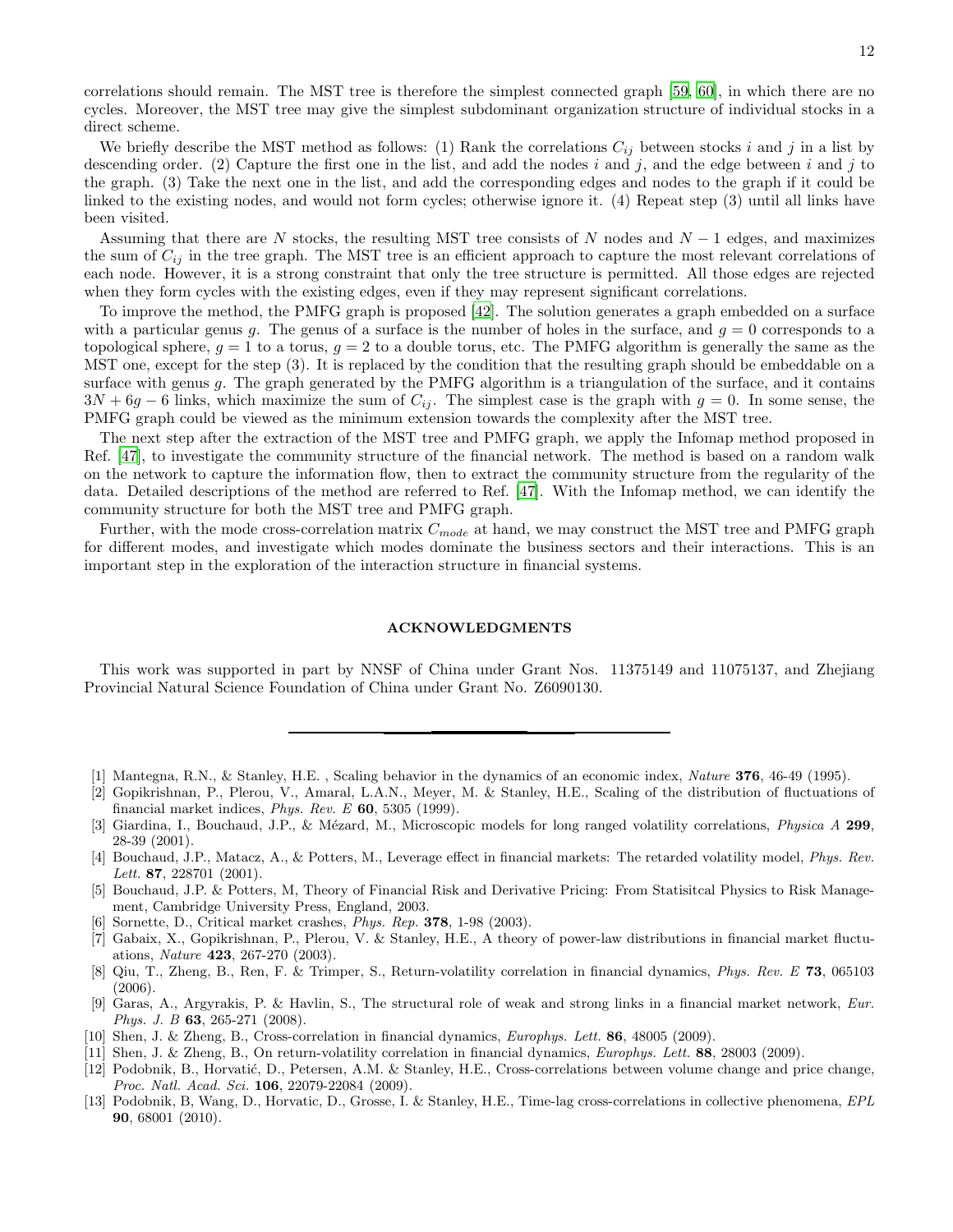correlations should remain. The MST tree is therefore the simplest connected graph [59, 60], in which there are no cycles. Moreover, the MST tree may give the simplest subdominant organization structure of individual stocks in a direct scheme.

We briefly describe the MST method as follows: (1) Rank the correlations $C_{ij}$ between stocks $i$ and $j$ in a list by descending order. (2) Capture the first one in the list, and add the nodes $i$ and $j$, and the edge between $i$ and $j$ to the graph. (3) Take the next one in the list, and add the corresponding edges and nodes to the graph if it could be linked to the existing nodes, and would not form cycles; otherwise ignore it. (4) Repeat step (3) until all links have been visited.

Assuming that there are $N$ stocks, the resulting MST tree consists of $N$ nodes and $N-1$ edges, and maximizes the sum of $C_{ij}$ in the tree graph. The MST tree is an efficient approach to capture the most relevant correlations of each node. However, it is a strong constraint that only the tree structure is permitted. All those edges are rejected when they form cycles with the existing edges, even if they may represent significant correlations.

To improve the method, the PMFG graph is proposed [42]. The solution generates a graph embedded on a surface with a particular genus $g$. The genus of a surface is the number of holes in the surface, and $g = 0$ corresponds to a topological sphere, $g = 1$ to a torus, $g = 2$ to a double torus, etc. The PMFG algorithm is generally the same as the MST one, except for the step (3). It is replaced by the condition that the resulting graph should be embeddable on a surface with genus $g$. The graph generated by the PMFG algorithm is a triangulation of the surface, and it contains $3N + 6g - 6$ links, which maximize the sum of $C_{ij}$. The simplest case is the graph with $g = 0$. In some sense, the PMFG graph could be viewed as the minimum extension towards the complexity after the MST tree.

The next step after the extraction of the MST tree and PMFG graph, we apply the Infomap method proposed in Ref. [47], to investigate the community structure of the financial network. The method is based on a random walk on the network to capture the information flow, then to extract the community structure from the regularity of the data. Detailed descriptions of the method are referred to Ref. [47]. With the Infomap method, we can identify the community structure for both the MST tree and PMFG graph.

Further, with the mode cross-correlation matrix $C_{mode}$ at hand, we may construct the MST tree and PMFG graph for different modes, and investigate which modes dominate the business sectors and their interactions. This is an important step in the exploration of the interaction structure in financial systems.

## ACKNOWLEDGMENTS

This work was supported in part by NNSF of China under Grant Nos. 11375149 and 11075137, and Zhejiang Provincial Natural Science Foundation of China under Grant No. Z6090130.

---

[1] Mantegna, R.N., & Stanley, H.E. , Scaling behavior in the dynamics of an economic index, *Nature* **376**, 46-49 (1995).

[2] Gopikrishnan, P., Plerou, V., Amaral, L.A.N., Meyer, M. & Stanley, H.E., Scaling of the distribution of fluctuations of financial market indices, *Phys. Rev. E* **60**, 5305 (1999).

[3] Giardina, I., Bouchaud, J.P., & Mézard, M., Microscopic models for long ranged volatility correlations, *Physica A* **299**, 28-39 (2001).

[4] Bouchaud, J.P., Matacz, A., & Potters, M., Leverage effect in financial markets: The retarded volatility model, *Phys. Rev. Lett.* **87**, 228701 (2001).

[5] Bouchaud, J.P. & Potters, M, Theory of Financial Risk and Derivative Pricing: From Statisitcal Physics to Risk Management, Cambridge University Press, England, 2003.

[6] Sornette, D., Critical market crashes, *Phys. Rep.* **378**, 1-98 (2003).

[7] Gabaix, X., Gopikrishnan, P., Plerou, V. & Stanley, H.E., A theory of power-law distributions in financial market fluctuations, *Nature* **423**, 267-270 (2003).

[8] Qiu, T., Zheng, B., Ren, F. & Trimper, S., Return-volatility correlation in financial dynamics, *Phys. Rev. E* **73**, 065103 (2006).

[9] Garas, A., Argyrakis, P. & Havlin, S., The structural role of weak and strong links in a financial market network, *Eur. Phys. J. B* **63**, 265-271 (2008).

[10] Shen, J. & Zheng, B., Cross-correlation in financial dynamics, *Europhys. Lett.* **86**, 48005 (2009).

[11] Shen, J. & Zheng, B., On return-volatility correlation in financial dynamics, *Europhys. Lett.* **88**, 28003 (2009).

[12] Podobnik, B., Horvatić, D., Petersen, A.M. & Stanley, H.E., Cross-correlations between volume change and price change, *Proc. Natl. Acad. Sci.* **106**, 22079-22084 (2009).

[13] Podobnik, B, Wang, D., Horvatic, D., Grosse, I. & Stanley, H.E., Time-lag cross-correlations in collective phenomena, *EPL* **90**, 68001 (2010).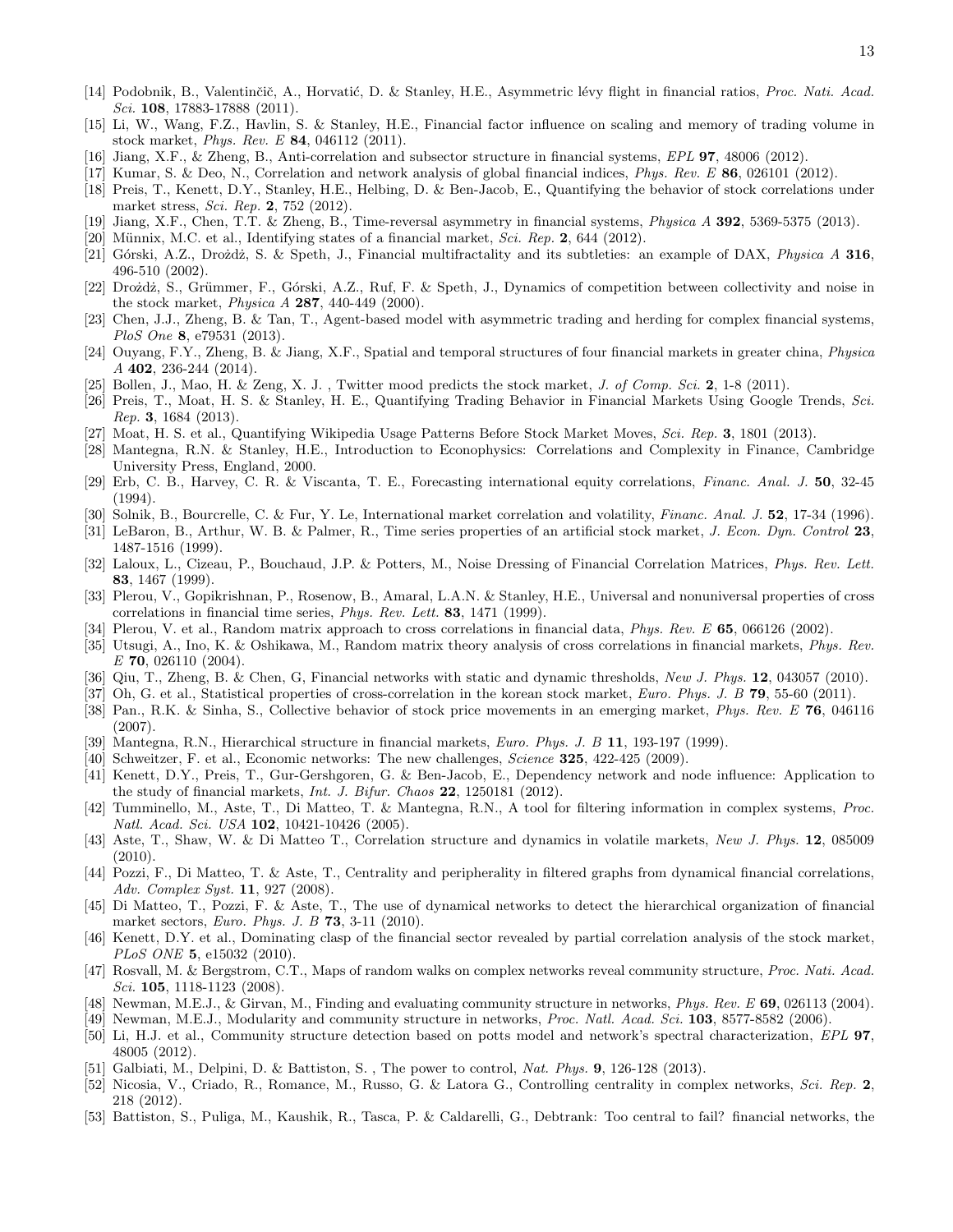[14] Podobnik, B., Valentinčič, A., Horvatić, D. & Stanley, H.E., Asymmetric lévy flight in financial ratios, *Proc. Nati. Acad. Sci.* **108**, 17883-17888 (2011).

[15] Li, W., Wang, F.Z., Havlin, S. & Stanley, H.E., Financial factor influence on scaling and memory of trading volume in stock market, *Phys. Rev. E* **84**, 046112 (2011).

[16] Jiang, X.F., & Zheng, B., Anti-correlation and subsector structure in financial systems, *EPL* **97**, 48006 (2012).

[17] Kumar, S. & Deo, N., Correlation and network analysis of global financial indices, *Phys. Rev. E* **86**, 026101 (2012).

[18] Preis, T., Kenett, D.Y., Stanley, H.E., Helbing, D. & Ben-Jacob, E., Quantifying the behavior of stock correlations under market stress, *Sci. Rep.* **2**, 752 (2012).

[19] Jiang, X.F., Chen, T.T. & Zheng, B., Time-reversal asymmetry in financial systems, *Physica A* **392**, 5369-5375 (2013).

[20] Münnix, M.C. et al., Identifying states of a financial market, *Sci. Rep.* **2**, 644 (2012).

[21] Górski, A.Z., Drożdż, S. & Speth, J., Financial multifractality and its subtleties: an example of DAX, *Physica A* **316**, 496-510 (2002).

[22] Drożdż, S., Grümmer, F., Górski, A.Z., Ruf, F. & Speth, J., Dynamics of competition between collectivity and noise in the stock market, *Physica A* **287**, 440-449 (2000).

[23] Chen, J.J., Zheng, B. & Tan, T., Agent-based model with asymmetric trading and herding for complex financial systems, *PloS One* **8**, e79531 (2013).

[24] Ouyang, F.Y., Zheng, B. & Jiang, X.F., Spatial and temporal structures of four financial markets in greater china, *Physica A* **402**, 236-244 (2014).

[25] Bollen, J., Mao, H. & Zeng, X. J. , Twitter mood predicts the stock market, *J. of Comp. Sci.* **2**, 1-8 (2011).

[26] Preis, T., Moat, H. S. & Stanley, H. E., Quantifying Trading Behavior in Financial Markets Using Google Trends, *Sci. Rep.* **3**, 1684 (2013).

[27] Moat, H. S. et al., Quantifying Wikipedia Usage Patterns Before Stock Market Moves, *Sci. Rep.* **3**, 1801 (2013).

[28] Mantegna, R.N. & Stanley, H.E., Introduction to Econophysics: Correlations and Complexity in Finance, Cambridge University Press, England, 2000.

[29] Erb, C. B., Harvey, C. R. & Viscanta, T. E., Forecasting international equity correlations, *Financ. Anal. J.* **50**, 32-45 (1994).

[30] Solnik, B., Bourcrelle, C. & Fur, Y. Le, International market correlation and volatility, *Financ. Anal. J.* **52**, 17-34 (1996).

[31] LeBaron, B., Arthur, W. B. & Palmer, R., Time series properties of an artificial stock market, *J. Econ. Dyn. Control* **23**, 1487-1516 (1999).

[32] Laloux, L., Cizeau, P., Bouchaud, J.P. & Potters, M., Noise Dressing of Financial Correlation Matrices, *Phys. Rev. Lett.* **83**, 1467 (1999).

[33] Plerou, V., Gopikrishnan, P., Rosenow, B., Amaral, L.A.N. & Stanley, H.E., Universal and nonuniversal properties of cross correlations in financial time series, *Phys. Rev. Lett.* **83**, 1471 (1999).

[34] Plerou, V. et al., Random matrix approach to cross correlations in financial data, *Phys. Rev. E* **65**, 066126 (2002).

[35] Utsugi, A., Ino, K. & Oshikawa, M., Random matrix theory analysis of cross correlations in financial markets, *Phys. Rev. E* **70**, 026110 (2004).

[36] Qiu, T., Zheng, B. & Chen, G, Financial networks with static and dynamic thresholds, *New J. Phys.* **12**, 043057 (2010).

[37] Oh, G. et al., Statistical properties of cross-correlation in the korean stock market, *Euro. Phys. J. B* **79**, 55-60 (2011).

[38] Pan., R.K. & Sinha, S., Collective behavior of stock price movements in an emerging market, *Phys. Rev. E* **76**, 046116 (2007).

[39] Mantegna, R.N., Hierarchical structure in financial markets, *Euro. Phys. J. B* **11**, 193-197 (1999).

[40] Schweitzer, F. et al., Economic networks: The new challenges, *Science* **325**, 422-425 (2009).

[41] Kenett, D.Y., Preis, T., Gur-Gershgoren, G. & Ben-Jacob, E., Dependency network and node influence: Application to the study of financial markets, *Int. J. Bifur. Chaos* **22**, 1250181 (2012).

[42] Tumminello, M., Aste, T., Di Matteo, T. & Mantegna, R.N., A tool for filtering information in complex systems, *Proc. Natl. Acad. Sci. USA* **102**, 10421-10426 (2005).

[43] Aste, T., Shaw, W. & Di Matteo T., Correlation structure and dynamics in volatile markets, *New J. Phys.* **12**, 085009 (2010).

[44] Pozzi, F., Di Matteo, T. & Aste, T., Centrality and peripherality in filtered graphs from dynamical financial correlations, *Adv. Complex Syst.* **11**, 927 (2008).

[45] Di Matteo, T., Pozzi, F. & Aste, T., The use of dynamical networks to detect the hierarchical organization of financial market sectors, *Euro. Phys. J. B* **73**, 3-11 (2010).

[46] Kenett, D.Y. et al., Dominating clasp of the financial sector revealed by partial correlation analysis of the stock market, *PLoS ONE* **5**, e15032 (2010).

[47] Rosvall, M. & Bergstrom, C.T., Maps of random walks on complex networks reveal community structure, *Proc. Nati. Acad. Sci.* **105**, 1118-1123 (2008).

[48] Newman, M.E.J., & Girvan, M., Finding and evaluating community structure in networks, *Phys. Rev. E* **69**, 026113 (2004).

[49] Newman, M.E.J., Modularity and community structure in networks, *Proc. Natl. Acad. Sci.* **103**, 8577-8582 (2006).

[50] Li, H.J. et al., Community structure detection based on potts model and network's spectral characterization, *EPL* **97**, 48005 (2012).

[51] Galbiati, M., Delpini, D. & Battiston, S. , The power to control, *Nat. Phys.* **9**, 126-128 (2013).

[52] Nicosia, V., Criado, R., Romance, M., Russo, G. & Latora G., Controlling centrality in complex networks, *Sci. Rep.* **2**, 218 (2012).

[53] Battiston, S., Puliga, M., Kaushik, R., Tasca, P. & Caldarelli, G., Debtrank: Too central to fail? financial networks, the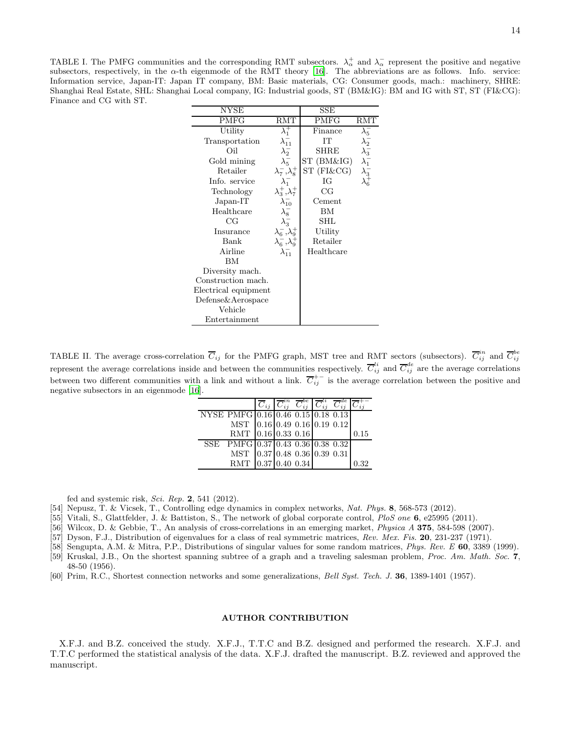TABLE I. The PMFG communities and the corresponding RMT subsectors. $\lambda_\alpha^+$ and $\lambda_\alpha^-$ represent the positive and negative subsectors, respectively, in the $\alpha$-th eigenmode of the RMT theory [16]. The abbreviations are as follows. Info. service: Information service, Japan-IT: Japan IT company, BM: Basic materials, CG: Consumer goods, mach.: machinery, SHRE: Shanghai Real Estate, SHL: Shanghai Local company, IG: Industrial goods, ST (BM&IG): BM and IG with ST, ST (FI&CG): Finance and CG with ST.

| NYSE | | SSE | |
|---|---|---|---|
| PMFG | RMT | PMFG | RMT |
| Utility | $\lambda_1^+$ | Finance | $\lambda_5^-$ |
| Transportation | $\lambda_{11}^-$ | IT | $\lambda_2^-$ |
| Oil | $\lambda_2^-$ | SHRE | $\lambda_3^-$ |
| Gold mining | $\lambda_5^-$ | ST (BM&IG) | $\lambda_1^-$ |
| Retailer | $\lambda_7^-,\lambda_8^+$ | ST (FI&CG) | $\lambda_3^-$ |
| Info. service | $\lambda_1^-$ | IG | $\lambda_6^+$ |
| Technology | $\lambda_3^+,\lambda_7^+$ | CG | |
| Japan-IT | $\lambda_{10}^-$ | Cement | |
| Healthcare | $\lambda_8^-$ | BM | |
| CG | $\lambda_3^-$ | SHL | |
| Insurance | $\lambda_6^-,\lambda_9^+$ | Utility | |
| Bank | $\lambda_6^-,\lambda_9^+$ | Retailer | |
| Airline | $\lambda_{11}^-$ | Healthcare | |
| BM | | | |
| Diversity mach. | | | |
| Construction mach. | | | |
| Electrical equipment | | | |
| Defense&Aerospace | | | |
| Vehicle | | | |
| Entertainment | | | |

TABLE II. The average cross-correlation $\overline{C}_{ij}$ for the PMFG graph, MST tree and RMT sectors (subsectors). $\overline{C}_{ij}^{in}$ and $\overline{C}_{ij}^{be}$ represent the average correlations inside and between the communities respectively. $\overline{C}_{ij}^{li}$ and $\overline{C}_{ij}^{de}$ are the average correlations between two different communities with a link and without a link. $\overline{C}_{ij}^{+-}$ is the average correlation between the positive and negative subsectors in an eigenmode [16].

| | | $\overline{C}_{ij}$ | $\overline{C}_{ij}^{in}$ | $\overline{C}_{ij}^{be}$ | $\overline{C}_{ij}^{li}$ | $\overline{C}_{ij}^{de}$ | $\overline{C}_{ij}^{+-}$ |
|---|---|---|---|---|---|---|---|
| NYSE | PMFG | 0.16 | 0.46 | 0.15 | 0.18 | 0.13 | |
| | MST | 0.16 | 0.49 | 0.16 | 0.19 | 0.12 | |
| | RMT | 0.16 | 0.33 | 0.16 | | | 0.15 |
| SSE | PMFG | 0.37 | 0.43 | 0.36 | 0.38 | 0.32 | |
| | MST | 0.37 | 0.48 | 0.36 | 0.39 | 0.31 | |
| | RMT | 0.37 | 0.40 | 0.34 | | | 0.32 |

fed and systemic risk, *Sci. Rep.* **2**, 541 (2012).

[54] Nepusz, T. & Vicsek, T., Controlling edge dynamics in complex networks, *Nat. Phys.* **8**, 568-573 (2012).

[55] Vitali, S., Glattfelder, J. & Battiston, S., The network of global corporate control, *PloS one* **6**, e25995 (2011).

[56] Wilcox, D. & Gebbie, T., An analysis of cross-correlations in an emerging market, *Physica A* **375**, 584-598 (2007).

[57] Dyson, F.J., Distribution of eigenvalues for a class of real symmetric matrices, *Rev. Mex. Fis.* **20**, 231-237 (1971).

[58] Sengupta, A.M. & Mitra, P.P., Distributions of singular values for some random matrices, *Phys. Rev. E* **60**, 3389 (1999).

[59] Kruskal, J.B., On the shortest spanning subtree of a graph and a traveling salesman problem, *Proc. Am. Math. Soc.* **7**, 48-50 (1956).

[60] Prim, R.C., Shortest connection networks and some generalizations, *Bell Syst. Tech. J.* **36**, 1389-1401 (1957).

## AUTHOR CONTRIBUTION

X.F.J. and B.Z. conceived the study. X.F.J., T.T.C and B.Z. designed and performed the research. X.F.J. and T.T.C performed the statistical analysis of the data. X.F.J. drafted the manuscript. B.Z. reviewed and approved the manuscript.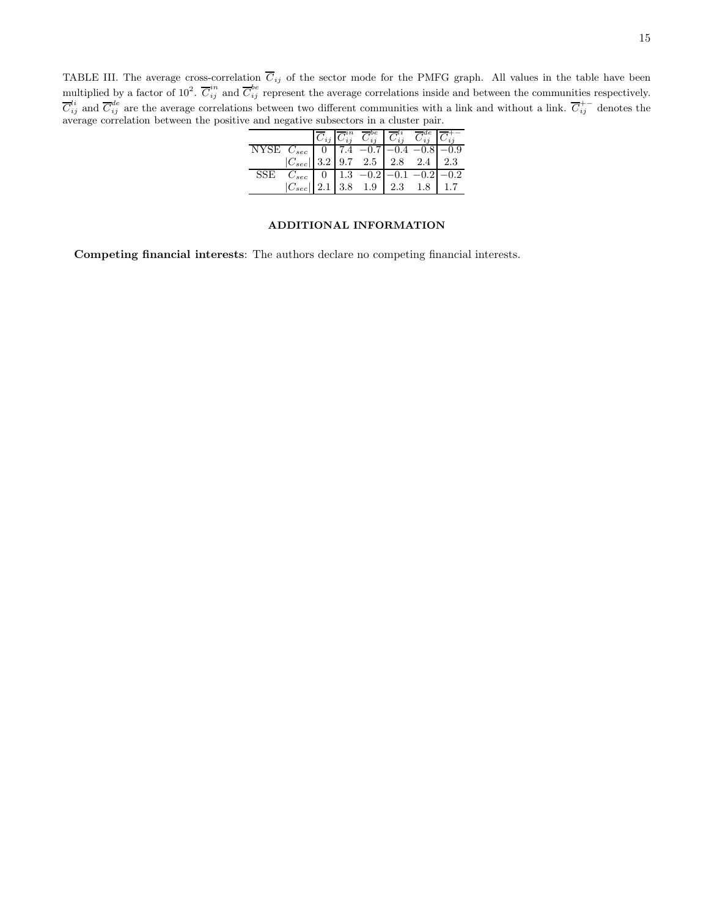TABLE III. The average cross-correlation $\overline{C}_{ij}$ of the sector mode for the PMFG graph. All values in the table have been multiplied by a factor of $10^2$. $\overline{C}_{ij}^{in}$ and $\overline{C}_{ij}^{be}$ represent the average correlations inside and between the communities respectively. $\overline{C}_{ij}^{li}$ and $\overline{C}_{ij}^{de}$ are the average correlations between two different communities with a link and without a link. $\overline{C}_{ij}^{+-}$ denotes the average correlation between the positive and negative subsectors in a cluster pair.

| | | $\overline{C}_{ij}$ | $\overline{C}_{ij}^{in}$ | $\overline{C}_{ij}^{be}$ | $\overline{C}_{ij}^{li}$ | $\overline{C}_{ij}^{de}$ | $\overline{C}_{ij}^{+-}$ |
|---|---|---|---|---|---|---|---|
| NYSE | $C_{sec}$ | 0 | 7.4 | $-0.7$ | $-0.4$ | $-0.8$ | $-0.9$ |
| | $\lvert C_{sec}\rvert$ | 3.2 | 9.7 | 2.5 | 2.8 | 2.4 | 2.3 |
| SSE | $C_{sec}$ | 0 | 1.3 | $-0.2$ | $-0.1$ | $-0.2$ | $-0.2$ |
| | $\lvert C_{sec}\rvert$ | 2.1 | 3.8 | 1.9 | 2.3 | 1.8 | 1.7 |

## ADDITIONAL INFORMATION

**Competing financial interests**: The authors declare no competing financial interests.